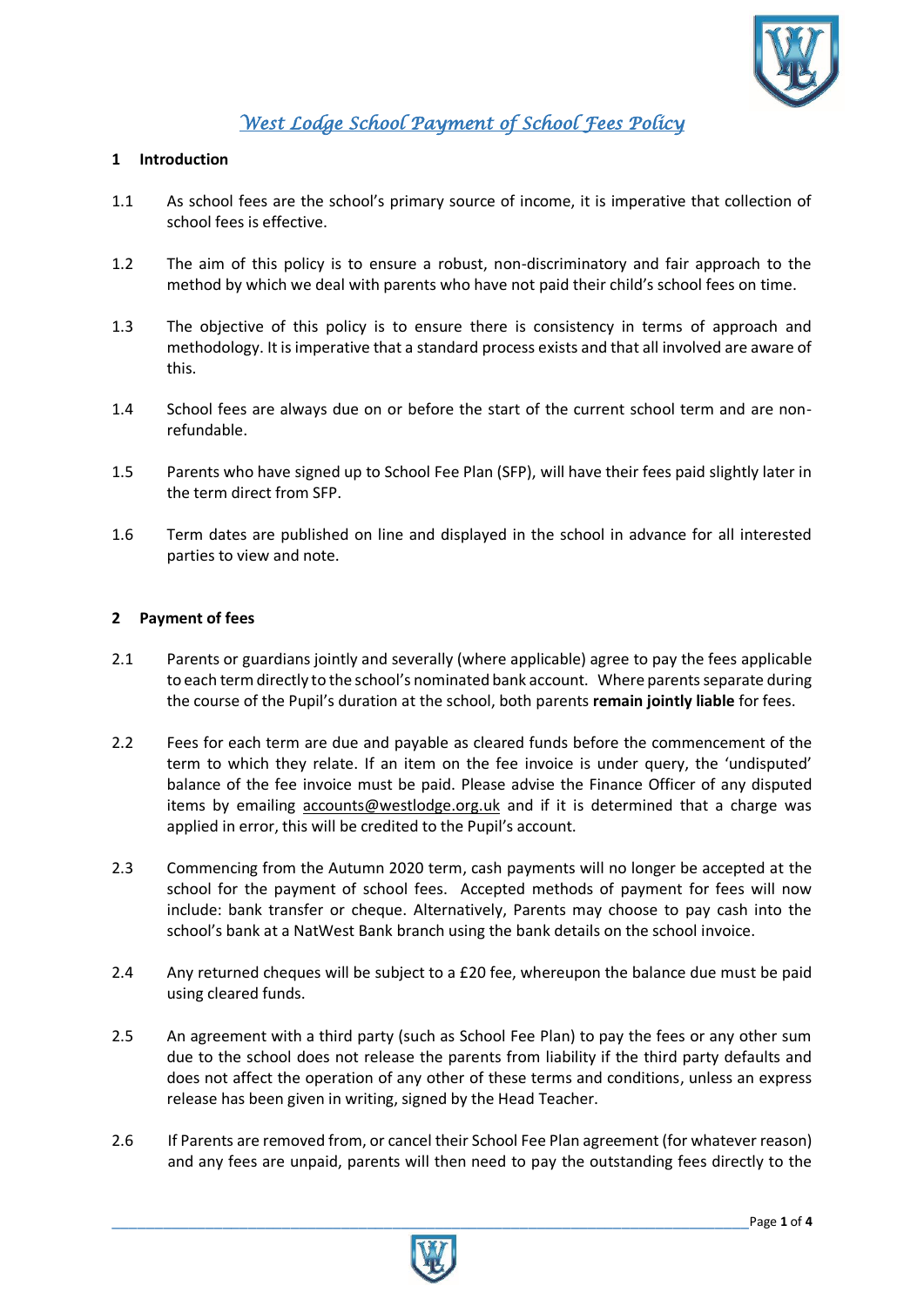# West Lodge School Payment of School Fees Policy

## 1 Introduction

1.1 As school fees are the school's primary source of income, it is imperative that collection of school fees is effective.

1.2 The aim of this policy is to ensure a robust, non-discriminatory and fair approach to the method by which we deal with parents who have not paid their child's school fees on time.

1.3 The objective of this policy is to ensure there is consistency in terms of approach and methodology. It is imperative that a standard process exists and that all involved are aware of this.

1.4 School fees are always due on or before the start of the current school term and are non-refundable.

1.5 Parents who have signed up to School Fee Plan (SFP), will have their fees paid slightly later in the term direct from SFP.

1.6 Term dates are published on line and displayed in the school in advance for all interested parties to view and note.

## 2 Payment of fees

2.1 Parents or guardians jointly and severally (where applicable) agree to pay the fees applicable to each term directly to the school's nominated bank account. Where parents separate during the course of the Pupil's duration at the school, both parents **remain jointly liable** for fees.

2.2 Fees for each term are due and payable as cleared funds before the commencement of the term to which they relate. If an item on the fee invoice is under query, the 'undisputed' balance of the fee invoice must be paid. Please advise the Finance Officer of any disputed items by emailing accounts@westlodge.org.uk and if it is determined that a charge was applied in error, this will be credited to the Pupil's account.

2.3 Commencing from the Autumn 2020 term, cash payments will no longer be accepted at the school for the payment of school fees. Accepted methods of payment for fees will now include: bank transfer or cheque. Alternatively, Parents may choose to pay cash into the school's bank at a NatWest Bank branch using the bank details on the school invoice.

2.4 Any returned cheques will be subject to a £20 fee, whereupon the balance due must be paid using cleared funds.

2.5 An agreement with a third party (such as School Fee Plan) to pay the fees or any other sum due to the school does not release the parents from liability if the third party defaults and does not affect the operation of any other of these terms and conditions, unless an express release has been given in writing, signed by the Head Teacher.

2.6 If Parents are removed from, or cancel their School Fee Plan agreement (for whatever reason) and any fees are unpaid, parents will then need to pay the outstanding fees directly to the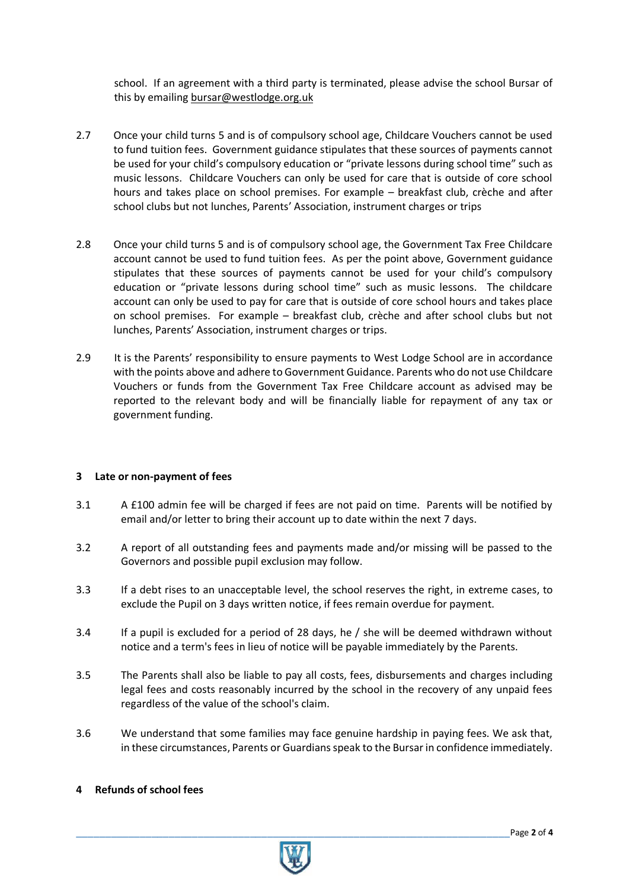school. If an agreement with a third party is terminated, please advise the school Bursar of this by emailing bursar@westlodge.org.uk

2.7 Once your child turns 5 and is of compulsory school age, Childcare Vouchers cannot be used to fund tuition fees. Government guidance stipulates that these sources of payments cannot be used for your child's compulsory education or "private lessons during school time" such as music lessons. Childcare Vouchers can only be used for care that is outside of core school hours and takes place on school premises. For example – breakfast club, crèche and after school clubs but not lunches, Parents' Association, instrument charges or trips

2.8 Once your child turns 5 and is of compulsory school age, the Government Tax Free Childcare account cannot be used to fund tuition fees. As per the point above, Government guidance stipulates that these sources of payments cannot be used for your child's compulsory education or "private lessons during school time" such as music lessons. The childcare account can only be used to pay for care that is outside of core school hours and takes place on school premises. For example – breakfast club, crèche and after school clubs but not lunches, Parents' Association, instrument charges or trips.

2.9 It is the Parents' responsibility to ensure payments to West Lodge School are in accordance with the points above and adhere to Government Guidance. Parents who do not use Childcare Vouchers or funds from the Government Tax Free Childcare account as advised may be reported to the relevant body and will be financially liable for repayment of any tax or government funding.

## 3 Late or non-payment of fees

3.1 A £100 admin fee will be charged if fees are not paid on time. Parents will be notified by email and/or letter to bring their account up to date within the next 7 days.

3.2 A report of all outstanding fees and payments made and/or missing will be passed to the Governors and possible pupil exclusion may follow.

3.3 If a debt rises to an unacceptable level, the school reserves the right, in extreme cases, to exclude the Pupil on 3 days written notice, if fees remain overdue for payment.

3.4 If a pupil is excluded for a period of 28 days, he / she will be deemed withdrawn without notice and a term's fees in lieu of notice will be payable immediately by the Parents.

3.5 The Parents shall also be liable to pay all costs, fees, disbursements and charges including legal fees and costs reasonably incurred by the school in the recovery of any unpaid fees regardless of the value of the school's claim.

3.6 We understand that some families may face genuine hardship in paying fees. We ask that, in these circumstances, Parents or Guardians speak to the Bursar in confidence immediately.

## 4 Refunds of school fees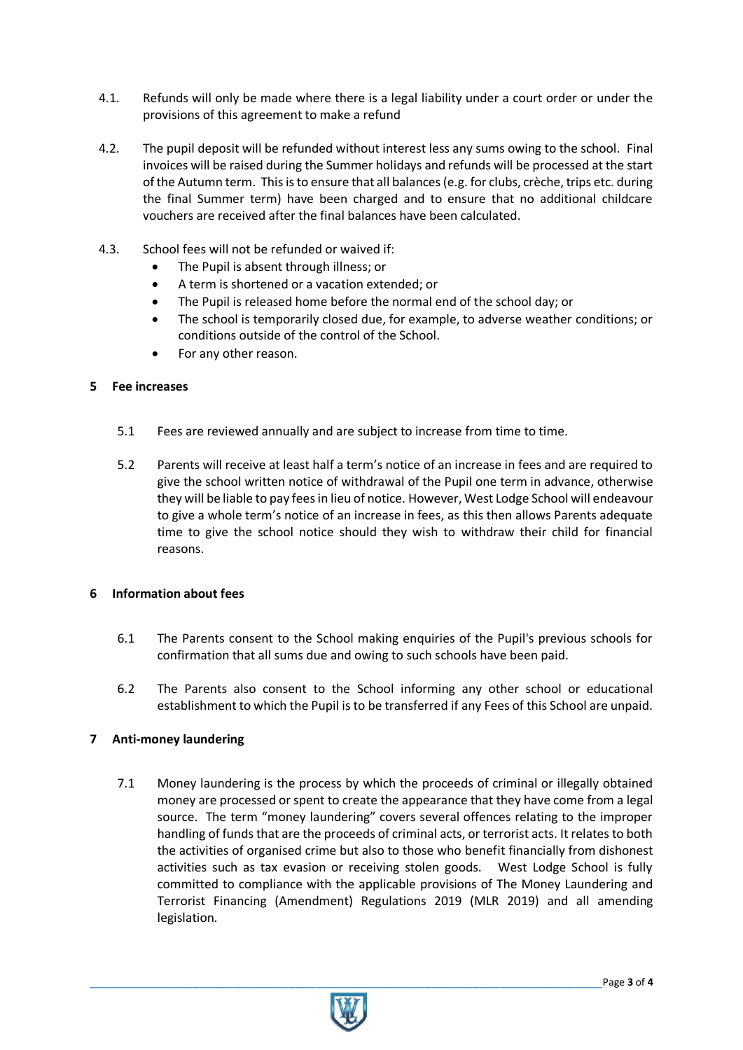4.1. Refunds will only be made where there is a legal liability under a court order or under the provisions of this agreement to make a refund

4.2. The pupil deposit will be refunded without interest less any sums owing to the school. Final invoices will be raised during the Summer holidays and refunds will be processed at the start of the Autumn term. This is to ensure that all balances (e.g. for clubs, crèche, trips etc. during the final Summer term) have been charged and to ensure that no additional childcare vouchers are received after the final balances have been calculated.

4.3. School fees will not be refunded or waived if:

- The Pupil is absent through illness; or
- A term is shortened or a vacation extended; or
- The Pupil is released home before the normal end of the school day; or
- The school is temporarily closed due, for example, to adverse weather conditions; or conditions outside of the control of the School.
- For any other reason.

## 5 Fee increases

5.1 Fees are reviewed annually and are subject to increase from time to time.

5.2 Parents will receive at least half a term's notice of an increase in fees and are required to give the school written notice of withdrawal of the Pupil one term in advance, otherwise they will be liable to pay fees in lieu of notice. However, West Lodge School will endeavour to give a whole term's notice of an increase in fees, as this then allows Parents adequate time to give the school notice should they wish to withdraw their child for financial reasons.

## 6 Information about fees

6.1 The Parents consent to the School making enquiries of the Pupil's previous schools for confirmation that all sums due and owing to such schools have been paid.

6.2 The Parents also consent to the School informing any other school or educational establishment to which the Pupil is to be transferred if any Fees of this School are unpaid.

## 7 Anti-money laundering

7.1 Money laundering is the process by which the proceeds of criminal or illegally obtained money are processed or spent to create the appearance that they have come from a legal source. The term "money laundering" covers several offences relating to the improper handling of funds that are the proceeds of criminal acts, or terrorist acts. It relates to both the activities of organised crime but also to those who benefit financially from dishonest activities such as tax evasion or receiving stolen goods. West Lodge School is fully committed to compliance with the applicable provisions of The Money Laundering and Terrorist Financing (Amendment) Regulations 2019 (MLR 2019) and all amending legislation.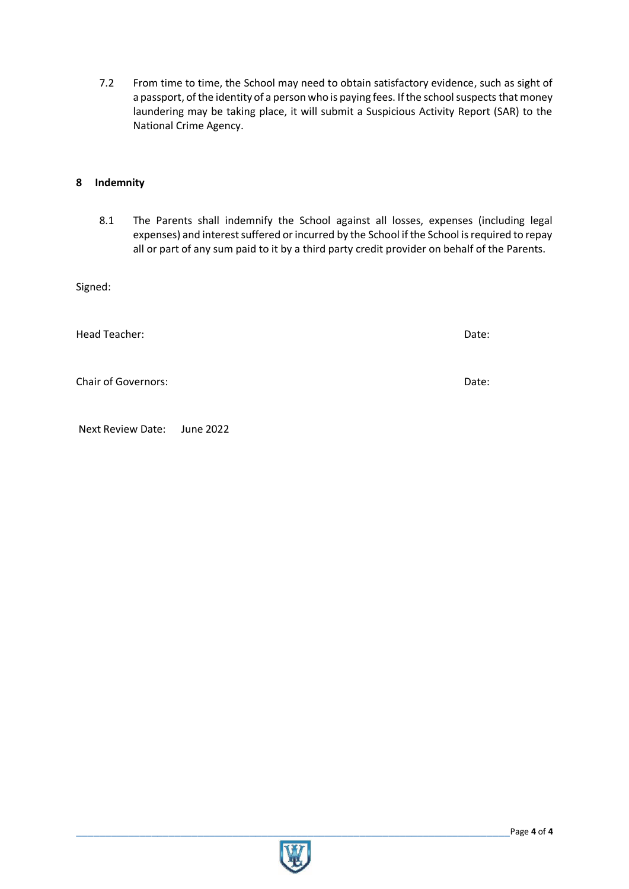7.2 From time to time, the School may need to obtain satisfactory evidence, such as sight of a passport, of the identity of a person who is paying fees. If the school suspects that money laundering may be taking place, it will submit a Suspicious Activity Report (SAR) to the National Crime Agency.

## 8 Indemnity

8.1 The Parents shall indemnify the School against all losses, expenses (including legal expenses) and interest suffered or incurred by the School if the School is required to repay all or part of any sum paid to it by a third party credit provider on behalf of the Parents.

Signed:

Head Teacher: Date:

Chair of Governors: Date:

Next Review Date: June 2022